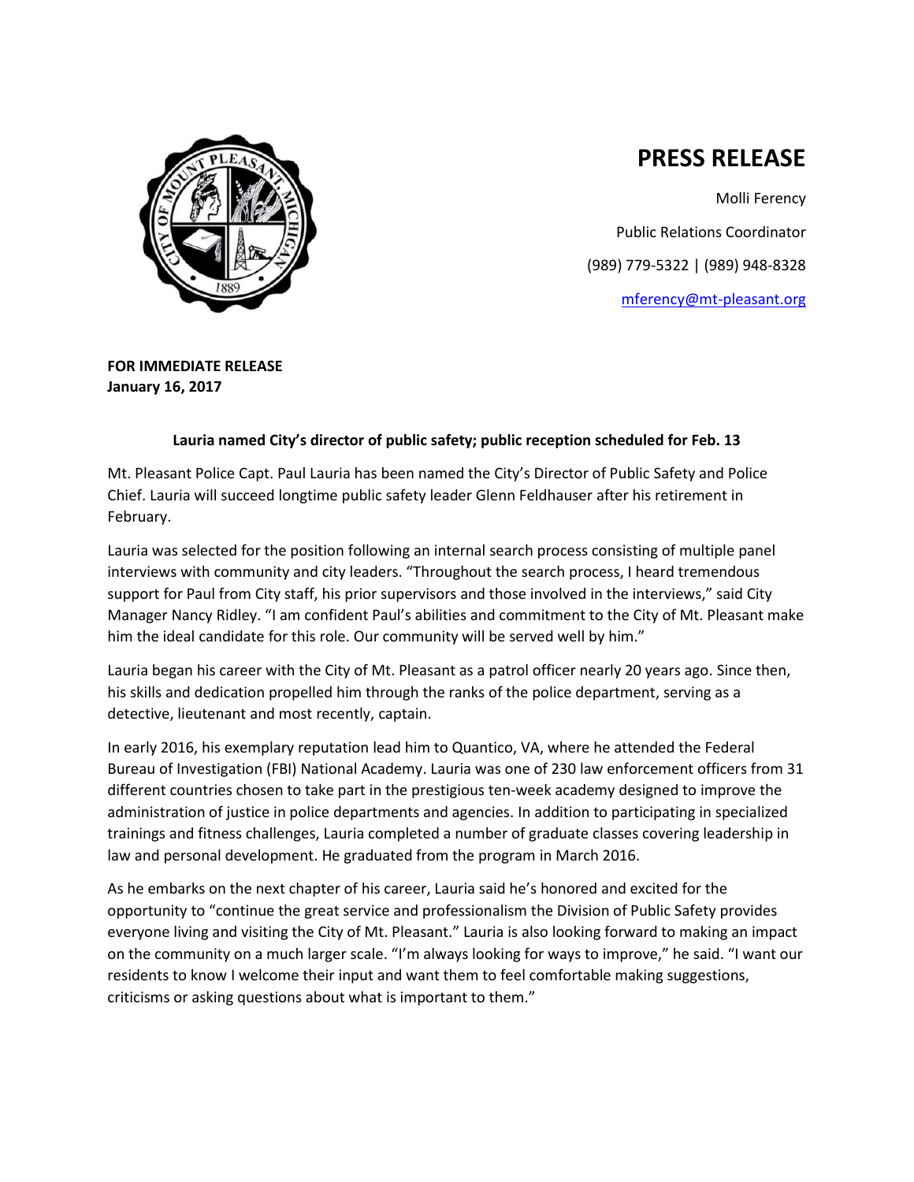# PRESS RELEASE

Molli Ferency

Public Relations Coordinator

(989) 779-5322 | (989) 948-8328

mferency@mt-pleasant.org

**FOR IMMEDIATE RELEASE**
**January 16, 2017**

**Lauria named City's director of public safety; public reception scheduled for Feb. 13**

Mt. Pleasant Police Capt. Paul Lauria has been named the City's Director of Public Safety and Police Chief. Lauria will succeed longtime public safety leader Glenn Feldhauser after his retirement in February.

Lauria was selected for the position following an internal search process consisting of multiple panel interviews with community and city leaders. "Throughout the search process, I heard tremendous support for Paul from City staff, his prior supervisors and those involved in the interviews," said City Manager Nancy Ridley. "I am confident Paul's abilities and commitment to the City of Mt. Pleasant make him the ideal candidate for this role. Our community will be served well by him."

Lauria began his career with the City of Mt. Pleasant as a patrol officer nearly 20 years ago. Since then, his skills and dedication propelled him through the ranks of the police department, serving as a detective, lieutenant and most recently, captain.

In early 2016, his exemplary reputation lead him to Quantico, VA, where he attended the Federal Bureau of Investigation (FBI) National Academy. Lauria was one of 230 law enforcement officers from 31 different countries chosen to take part in the prestigious ten-week academy designed to improve the administration of justice in police departments and agencies. In addition to participating in specialized trainings and fitness challenges, Lauria completed a number of graduate classes covering leadership in law and personal development. He graduated from the program in March 2016.

As he embarks on the next chapter of his career, Lauria said he's honored and excited for the opportunity to "continue the great service and professionalism the Division of Public Safety provides everyone living and visiting the City of Mt. Pleasant." Lauria is also looking forward to making an impact on the community on a much larger scale. "I'm always looking for ways to improve," he said. "I want our residents to know I welcome their input and want them to feel comfortable making suggestions, criticisms or asking questions about what is important to them."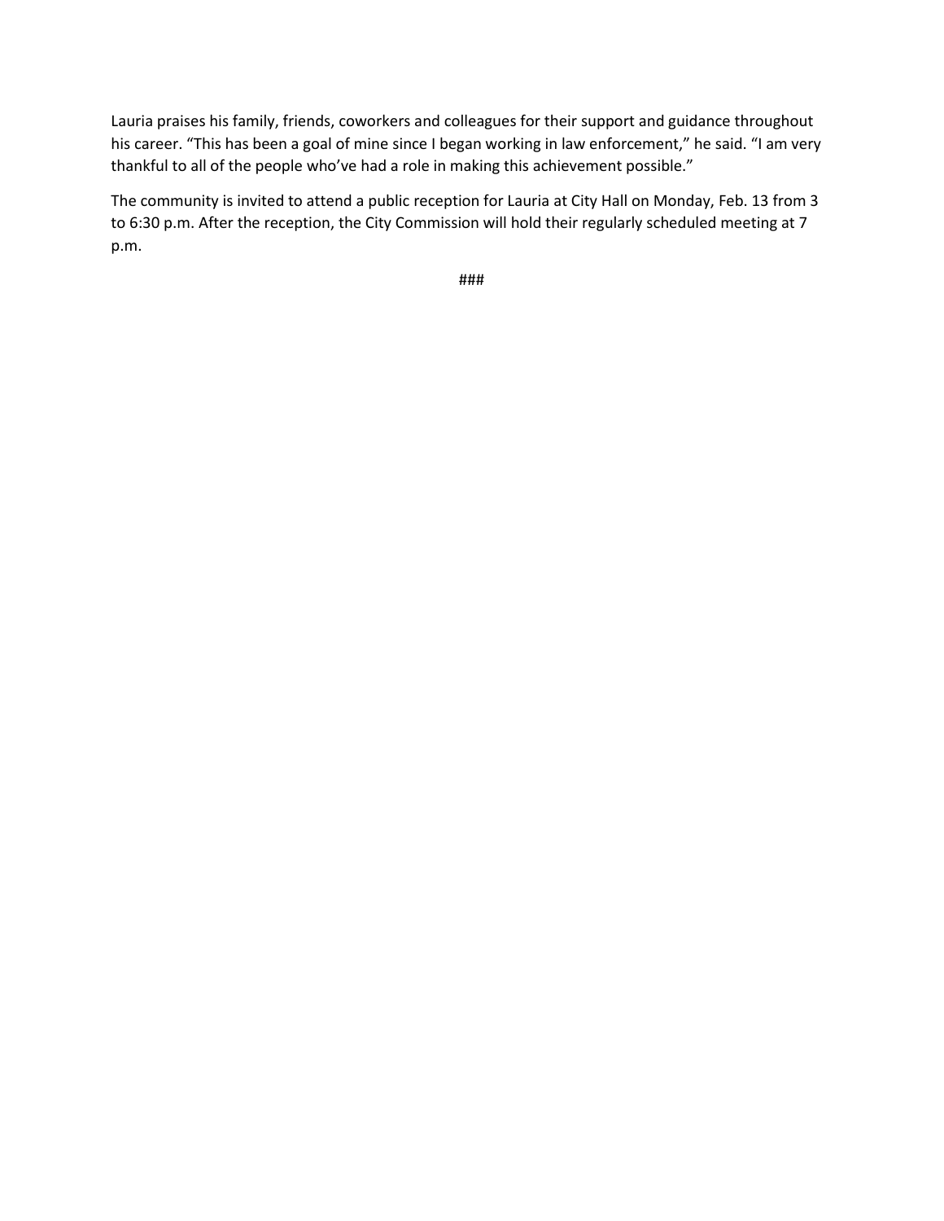Lauria praises his family, friends, coworkers and colleagues for their support and guidance throughout his career. “This has been a goal of mine since I began working in law enforcement,” he said. “I am very thankful to all of the people who’ve had a role in making this achievement possible.”

The community is invited to attend a public reception for Lauria at City Hall on Monday, Feb. 13 from 3 to 6:30 p.m. After the reception, the City Commission will hold their regularly scheduled meeting at 7 p.m.

###